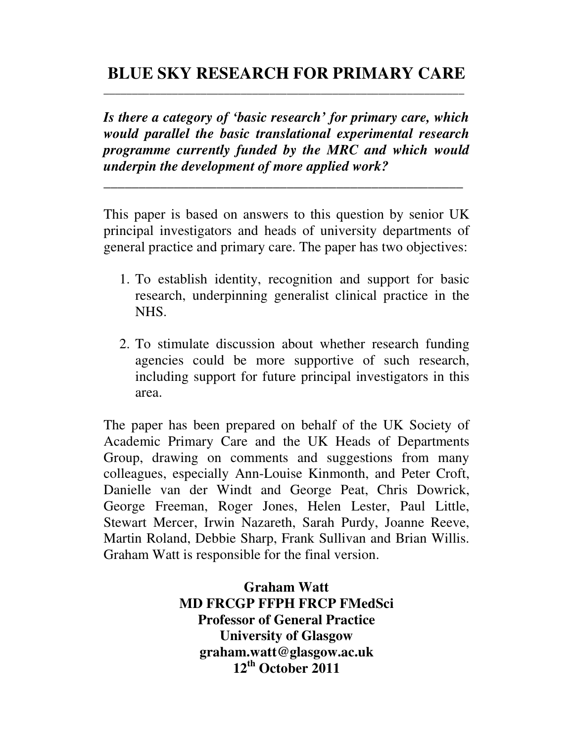# BLUE SKY RESEARCH FOR PRIMARY CARE

---

***Is there a category of 'basic research' for primary care, which would parallel the basic translational experimental research programme currently funded by the MRC and which would underpin the development of more applied work?***

---

This paper is based on answers to this question by senior UK principal investigators and heads of university departments of general practice and primary care. The paper has two objectives:

1. To establish identity, recognition and support for basic research, underpinning generalist clinical practice in the NHS.

2. To stimulate discussion about whether research funding agencies could be more supportive of such research, including support for future principal investigators in this area.

The paper has been prepared on behalf of the UK Society of Academic Primary Care and the UK Heads of Departments Group, drawing on comments and suggestions from many colleagues, especially Ann-Louise Kinmonth, and Peter Croft, Danielle van der Windt and George Peat, Chris Dowrick, George Freeman, Roger Jones, Helen Lester, Paul Little, Stewart Mercer, Irwin Nazareth, Sarah Purdy, Joanne Reeve, Martin Roland, Debbie Sharp, Frank Sullivan and Brian Willis. Graham Watt is responsible for the final version.

**Graham Watt**
**MD FRCGP FFPH FRCP FMedSci**
**Professor of General Practice**
**University of Glasgow**
**graham.watt@glasgow.ac.uk**
**12th October 2011**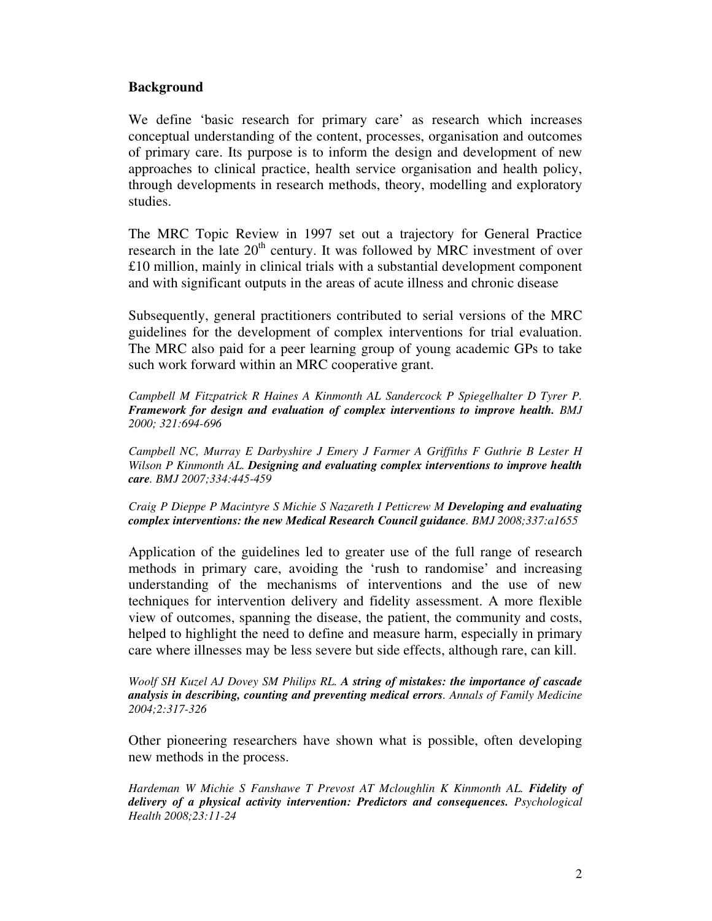## Background

We define 'basic research for primary care' as research which increases conceptual understanding of the content, processes, organisation and outcomes of primary care. Its purpose is to inform the design and development of new approaches to clinical practice, health service organisation and health policy, through developments in research methods, theory, modelling and exploratory studies.

The MRC Topic Review in 1997 set out a trajectory for General Practice research in the late 20th century. It was followed by MRC investment of over £10 million, mainly in clinical trials with a substantial development component and with significant outputs in the areas of acute illness and chronic disease

Subsequently, general practitioners contributed to serial versions of the MRC guidelines for the development of complex interventions for trial evaluation. The MRC also paid for a peer learning group of young academic GPs to take such work forward within an MRC cooperative grant.

*Campbell M Fitzpatrick R Haines A Kinmonth AL Sandercock P Spiegelhalter D Tyrer P.* ***Framework for design and evaluation of complex interventions to improve health.*** *BMJ 2000; 321:694-696*

*Campbell NC, Murray E Darbyshire J Emery J Farmer A Griffiths F Guthrie B Lester H Wilson P Kinmonth AL.* ***Designing and evaluating complex interventions to improve health care****. BMJ 2007;334:445-459*

*Craig P Dieppe P Macintyre S Michie S Nazareth I Petticrew M* ***Developing and evaluating complex interventions: the new Medical Research Council guidance****. BMJ 2008;337:a1655*

Application of the guidelines led to greater use of the full range of research methods in primary care, avoiding the 'rush to randomise' and increasing understanding of the mechanisms of interventions and the use of new techniques for intervention delivery and fidelity assessment. A more flexible view of outcomes, spanning the disease, the patient, the community and costs, helped to highlight the need to define and measure harm, especially in primary care where illnesses may be less severe but side effects, although rare, can kill.

*Woolf SH Kuzel AJ Dovey SM Philips RL.* ***A string of mistakes: the importance of cascade analysis in describing, counting and preventing medical errors****. Annals of Family Medicine 2004;2:317-326*

Other pioneering researchers have shown what is possible, often developing new methods in the process.

*Hardeman W Michie S Fanshawe T Prevost AT Mcloughlin K Kinmonth AL.* ***Fidelity of delivery of a physical activity intervention: Predictors and consequences.*** *Psychological Health 2008;23:11-24*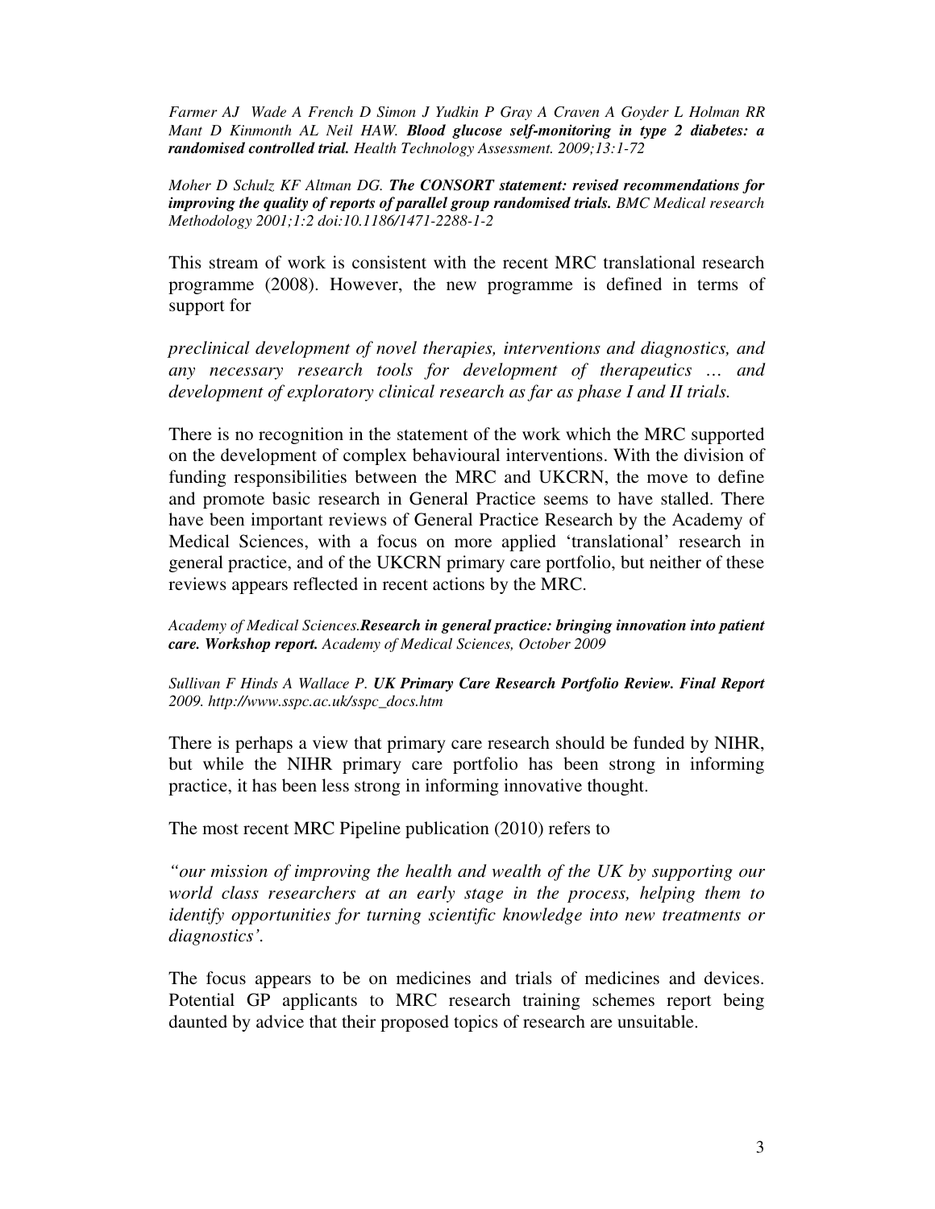*Farmer AJ Wade A French D Simon J Yudkin P Gray A Craven A Goyder L Holman RR Mant D Kinmonth AL Neil HAW.* ***Blood glucose self-monitoring in type 2 diabetes: a randomised controlled trial.*** *Health Technology Assessment. 2009;13:1-72*

*Moher D Schulz KF Altman DG.* ***The CONSORT statement: revised recommendations for improving the quality of reports of parallel group randomised trials.*** *BMC Medical research Methodology 2001;1:2 doi:10.1186/1471-2288-1-2*

This stream of work is consistent with the recent MRC translational research programme (2008). However, the new programme is defined in terms of support for

*preclinical development of novel therapies, interventions and diagnostics, and any necessary research tools for development of therapeutics … and development of exploratory clinical research as far as phase I and II trials.*

There is no recognition in the statement of the work which the MRC supported on the development of complex behavioural interventions. With the division of funding responsibilities between the MRC and UKCRN, the move to define and promote basic research in General Practice seems to have stalled. There have been important reviews of General Practice Research by the Academy of Medical Sciences, with a focus on more applied 'translational' research in general practice, and of the UKCRN primary care portfolio, but neither of these reviews appears reflected in recent actions by the MRC.

*Academy of Medical Sciences.* ***Research in general practice: bringing innovation into patient care. Workshop report.*** *Academy of Medical Sciences, October 2009*

*Sullivan F Hinds A Wallace P.* ***UK Primary Care Research Portfolio Review. Final Report*** *2009. http://www.sspc.ac.uk/sspc_docs.htm*

There is perhaps a view that primary care research should be funded by NIHR, but while the NIHR primary care portfolio has been strong in informing practice, it has been less strong in informing innovative thought.

The most recent MRC Pipeline publication (2010) refers to

*"our mission of improving the health and wealth of the UK by supporting our world class researchers at an early stage in the process, helping them to identify opportunities for turning scientific knowledge into new treatments or diagnostics'.*

The focus appears to be on medicines and trials of medicines and devices. Potential GP applicants to MRC research training schemes report being daunted by advice that their proposed topics of research are unsuitable.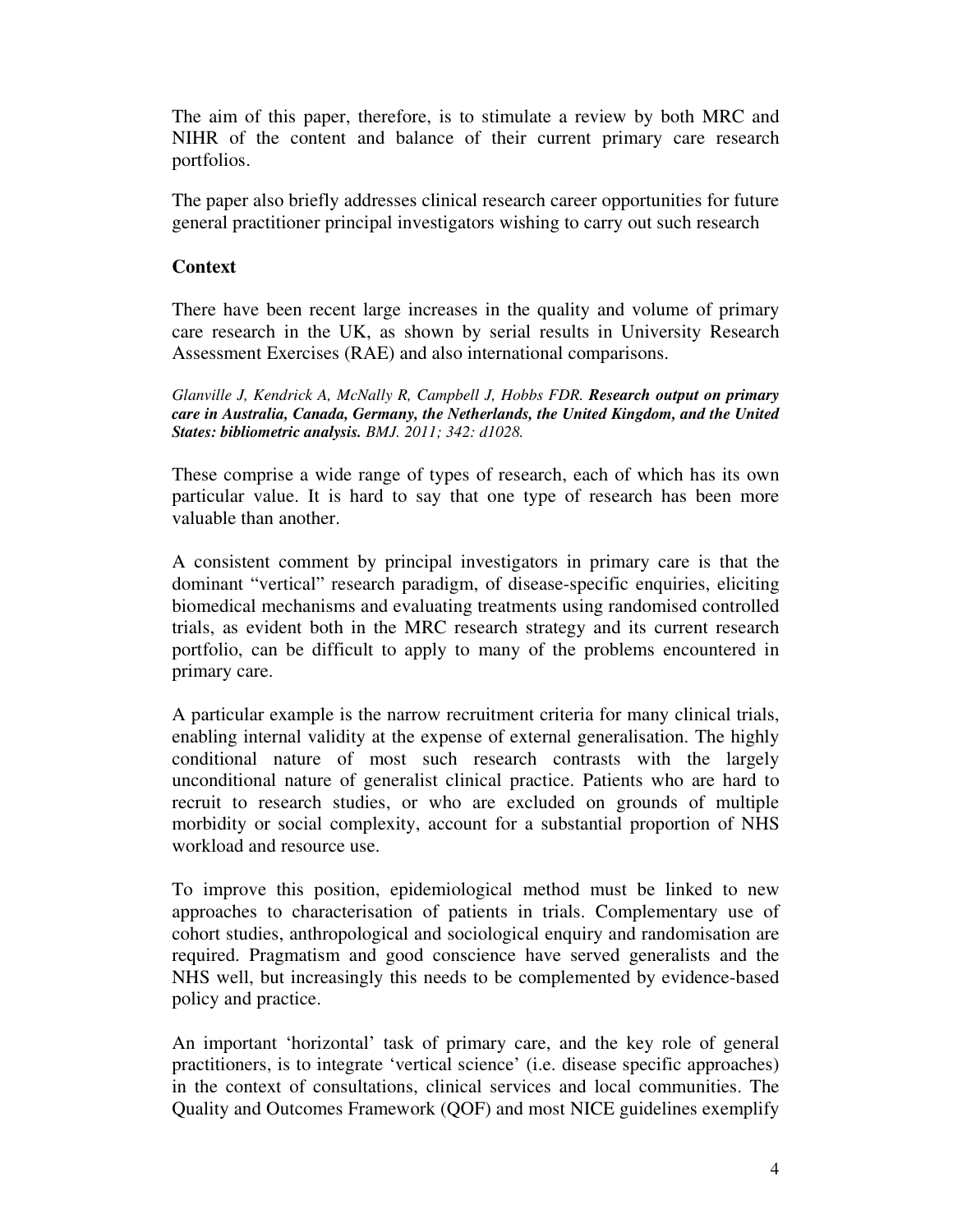The aim of this paper, therefore, is to stimulate a review by both MRC and NIHR of the content and balance of their current primary care research portfolios.

The paper also briefly addresses clinical research career opportunities for future general practitioner principal investigators wishing to carry out such research

## Context

There have been recent large increases in the quality and volume of primary care research in the UK, as shown by serial results in University Research Assessment Exercises (RAE) and also international comparisons.

*Glanville J, Kendrick A, McNally R, Campbell J, Hobbs FDR.* ***Research output on primary care in Australia, Canada, Germany, the Netherlands, the United Kingdom, and the United States: bibliometric analysis.*** *BMJ. 2011; 342: d1028.*

These comprise a wide range of types of research, each of which has its own particular value. It is hard to say that one type of research has been more valuable than another.

A consistent comment by principal investigators in primary care is that the dominant "vertical" research paradigm, of disease-specific enquiries, eliciting biomedical mechanisms and evaluating treatments using randomised controlled trials, as evident both in the MRC research strategy and its current research portfolio, can be difficult to apply to many of the problems encountered in primary care.

A particular example is the narrow recruitment criteria for many clinical trials, enabling internal validity at the expense of external generalisation. The highly conditional nature of most such research contrasts with the largely unconditional nature of generalist clinical practice. Patients who are hard to recruit to research studies, or who are excluded on grounds of multiple morbidity or social complexity, account for a substantial proportion of NHS workload and resource use.

To improve this position, epidemiological method must be linked to new approaches to characterisation of patients in trials. Complementary use of cohort studies, anthropological and sociological enquiry and randomisation are required. Pragmatism and good conscience have served generalists and the NHS well, but increasingly this needs to be complemented by evidence-based policy and practice.

An important 'horizontal' task of primary care, and the key role of general practitioners, is to integrate 'vertical science' (i.e. disease specific approaches) in the context of consultations, clinical services and local communities. The Quality and Outcomes Framework (QOF) and most NICE guidelines exemplify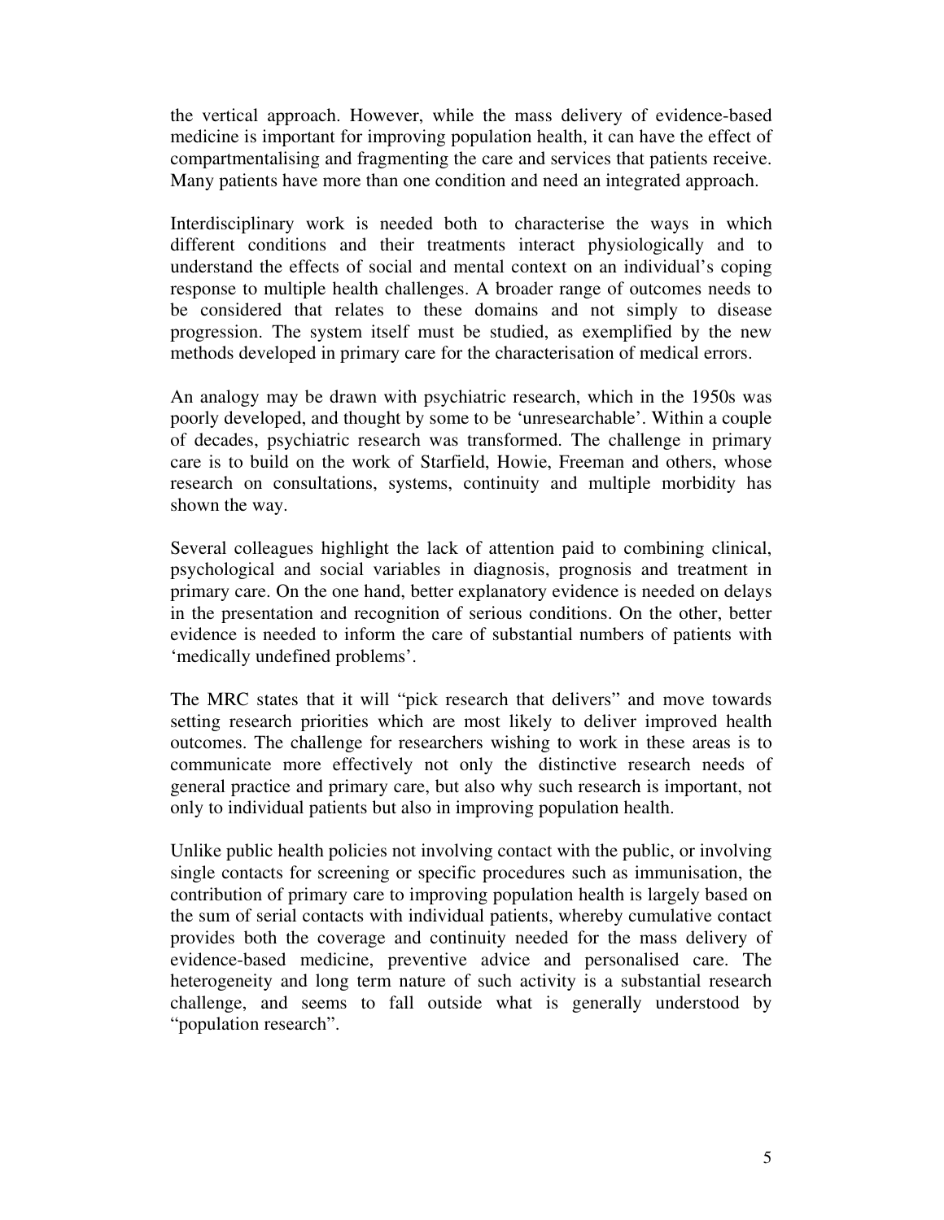the vertical approach. However, while the mass delivery of evidence-based medicine is important for improving population health, it can have the effect of compartmentalising and fragmenting the care and services that patients receive. Many patients have more than one condition and need an integrated approach.

Interdisciplinary work is needed both to characterise the ways in which different conditions and their treatments interact physiologically and to understand the effects of social and mental context on an individual's coping response to multiple health challenges. A broader range of outcomes needs to be considered that relates to these domains and not simply to disease progression. The system itself must be studied, as exemplified by the new methods developed in primary care for the characterisation of medical errors.

An analogy may be drawn with psychiatric research, which in the 1950s was poorly developed, and thought by some to be 'unresearchable'. Within a couple of decades, psychiatric research was transformed. The challenge in primary care is to build on the work of Starfield, Howie, Freeman and others, whose research on consultations, systems, continuity and multiple morbidity has shown the way.

Several colleagues highlight the lack of attention paid to combining clinical, psychological and social variables in diagnosis, prognosis and treatment in primary care. On the one hand, better explanatory evidence is needed on delays in the presentation and recognition of serious conditions. On the other, better evidence is needed to inform the care of substantial numbers of patients with 'medically undefined problems'.

The MRC states that it will "pick research that delivers" and move towards setting research priorities which are most likely to deliver improved health outcomes. The challenge for researchers wishing to work in these areas is to communicate more effectively not only the distinctive research needs of general practice and primary care, but also why such research is important, not only to individual patients but also in improving population health.

Unlike public health policies not involving contact with the public, or involving single contacts for screening or specific procedures such as immunisation, the contribution of primary care to improving population health is largely based on the sum of serial contacts with individual patients, whereby cumulative contact provides both the coverage and continuity needed for the mass delivery of evidence-based medicine, preventive advice and personalised care. The heterogeneity and long term nature of such activity is a substantial research challenge, and seems to fall outside what is generally understood by "population research".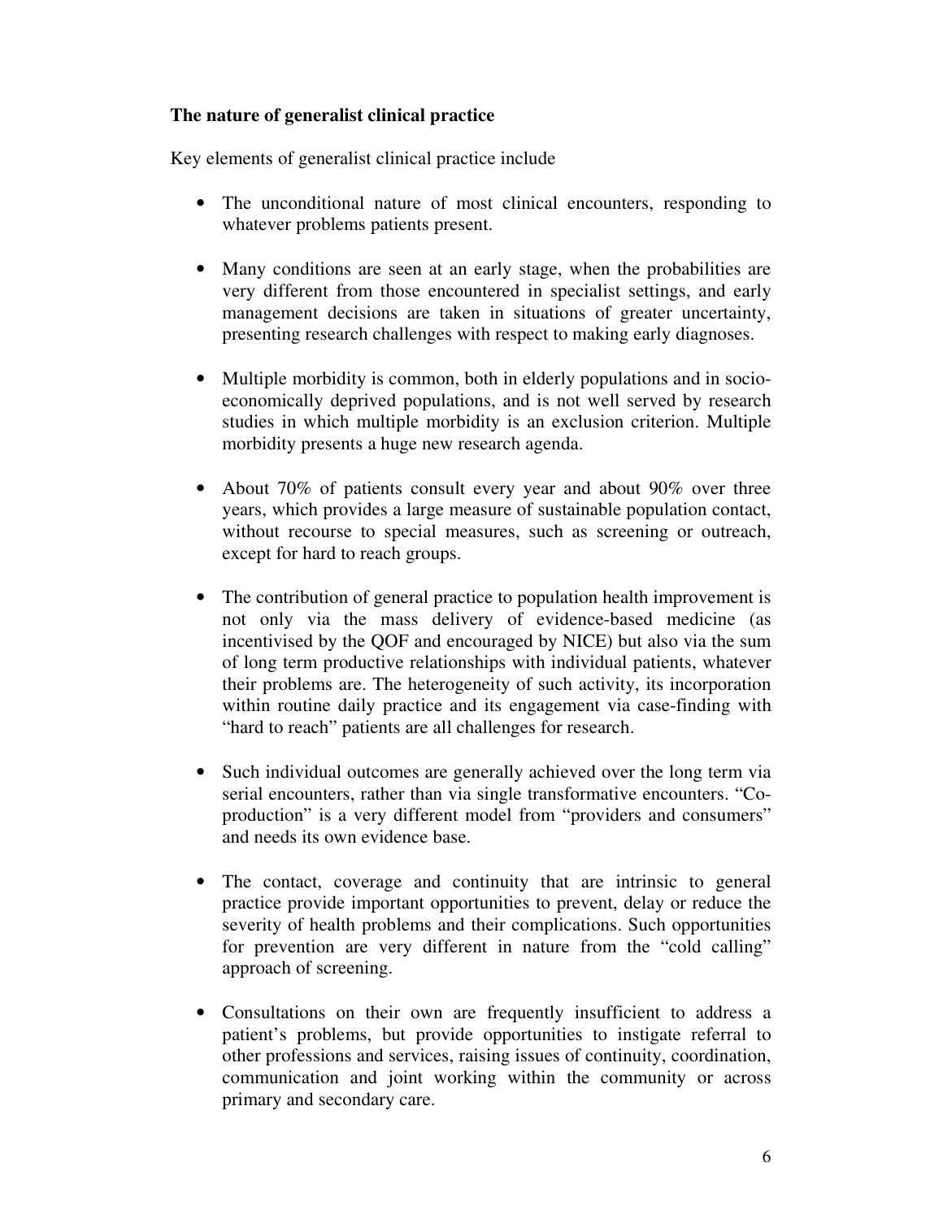**The nature of generalist clinical practice**

Key elements of generalist clinical practice include

- The unconditional nature of most clinical encounters, responding to whatever problems patients present.

- Many conditions are seen at an early stage, when the probabilities are very different from those encountered in specialist settings, and early management decisions are taken in situations of greater uncertainty, presenting research challenges with respect to making early diagnoses.

- Multiple morbidity is common, both in elderly populations and in socio-economically deprived populations, and is not well served by research studies in which multiple morbidity is an exclusion criterion. Multiple morbidity presents a huge new research agenda.

- About 70% of patients consult every year and about 90% over three years, which provides a large measure of sustainable population contact, without recourse to special measures, such as screening or outreach, except for hard to reach groups.

- The contribution of general practice to population health improvement is not only via the mass delivery of evidence-based medicine (as incentivised by the QOF and encouraged by NICE) but also via the sum of long term productive relationships with individual patients, whatever their problems are. The heterogeneity of such activity, its incorporation within routine daily practice and its engagement via case-finding with "hard to reach" patients are all challenges for research.

- Such individual outcomes are generally achieved over the long term via serial encounters, rather than via single transformative encounters. "Co-production" is a very different model from "providers and consumers" and needs its own evidence base.

- The contact, coverage and continuity that are intrinsic to general practice provide important opportunities to prevent, delay or reduce the severity of health problems and their complications. Such opportunities for prevention are very different in nature from the "cold calling" approach of screening.

- Consultations on their own are frequently insufficient to address a patient's problems, but provide opportunities to instigate referral to other professions and services, raising issues of continuity, coordination, communication and joint working within the community or across primary and secondary care.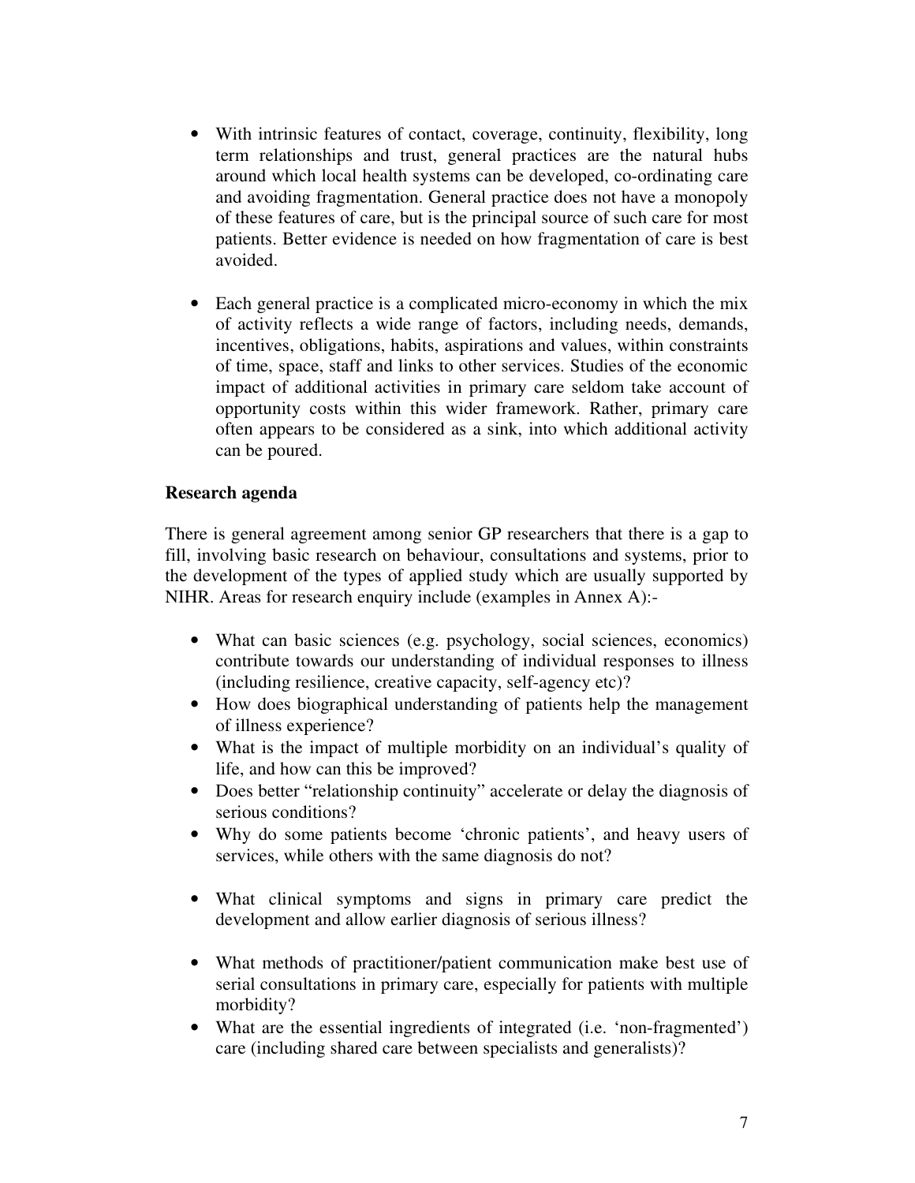- With intrinsic features of contact, coverage, continuity, flexibility, long term relationships and trust, general practices are the natural hubs around which local health systems can be developed, co-ordinating care and avoiding fragmentation. General practice does not have a monopoly of these features of care, but is the principal source of such care for most patients. Better evidence is needed on how fragmentation of care is best avoided.

- Each general practice is a complicated micro-economy in which the mix of activity reflects a wide range of factors, including needs, demands, incentives, obligations, habits, aspirations and values, within constraints of time, space, staff and links to other services. Studies of the economic impact of additional activities in primary care seldom take account of opportunity costs within this wider framework. Rather, primary care often appears to be considered as a sink, into which additional activity can be poured.

**Research agenda**

There is general agreement among senior GP researchers that there is a gap to fill, involving basic research on behaviour, consultations and systems, prior to the development of the types of applied study which are usually supported by NIHR. Areas for research enquiry include (examples in Annex A):-

- What can basic sciences (e.g. psychology, social sciences, economics) contribute towards our understanding of individual responses to illness (including resilience, creative capacity, self-agency etc)?
- How does biographical understanding of patients help the management of illness experience?
- What is the impact of multiple morbidity on an individual's quality of life, and how can this be improved?
- Does better "relationship continuity" accelerate or delay the diagnosis of serious conditions?
- Why do some patients become 'chronic patients', and heavy users of services, while others with the same diagnosis do not?

- What clinical symptoms and signs in primary care predict the development and allow earlier diagnosis of serious illness?

- What methods of practitioner/patient communication make best use of serial consultations in primary care, especially for patients with multiple morbidity?
- What are the essential ingredients of integrated (i.e. 'non-fragmented') care (including shared care between specialists and generalists)?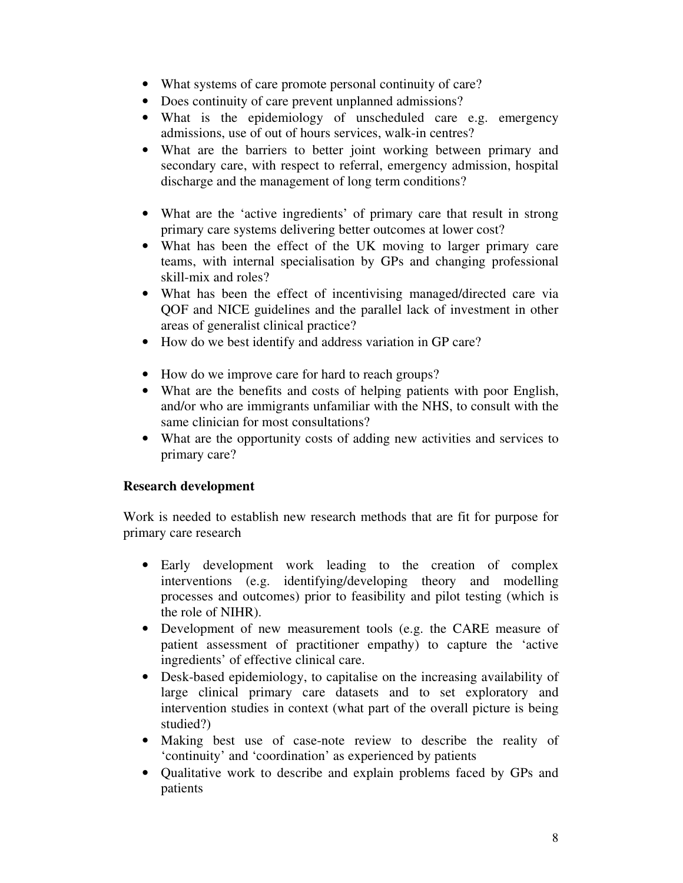- What systems of care promote personal continuity of care?
- Does continuity of care prevent unplanned admissions?
- What is the epidemiology of unscheduled care e.g. emergency admissions, use of out of hours services, walk-in centres?
- What are the barriers to better joint working between primary and secondary care, with respect to referral, emergency admission, hospital discharge and the management of long term conditions?

- What are the 'active ingredients' of primary care that result in strong primary care systems delivering better outcomes at lower cost?
- What has been the effect of the UK moving to larger primary care teams, with internal specialisation by GPs and changing professional skill-mix and roles?
- What has been the effect of incentivising managed/directed care via QOF and NICE guidelines and the parallel lack of investment in other areas of generalist clinical practice?
- How do we best identify and address variation in GP care?

- How do we improve care for hard to reach groups?
- What are the benefits and costs of helping patients with poor English, and/or who are immigrants unfamiliar with the NHS, to consult with the same clinician for most consultations?
- What are the opportunity costs of adding new activities and services to primary care?

**Research development**

Work is needed to establish new research methods that are fit for purpose for primary care research

- Early development work leading to the creation of complex interventions (e.g. identifying/developing theory and modelling processes and outcomes) prior to feasibility and pilot testing (which is the role of NIHR).
- Development of new measurement tools (e.g. the CARE measure of patient assessment of practitioner empathy) to capture the 'active ingredients' of effective clinical care.
- Desk-based epidemiology, to capitalise on the increasing availability of large clinical primary care datasets and to set exploratory and intervention studies in context (what part of the overall picture is being studied?)
- Making best use of case-note review to describe the reality of 'continuity' and 'coordination' as experienced by patients
- Qualitative work to describe and explain problems faced by GPs and patients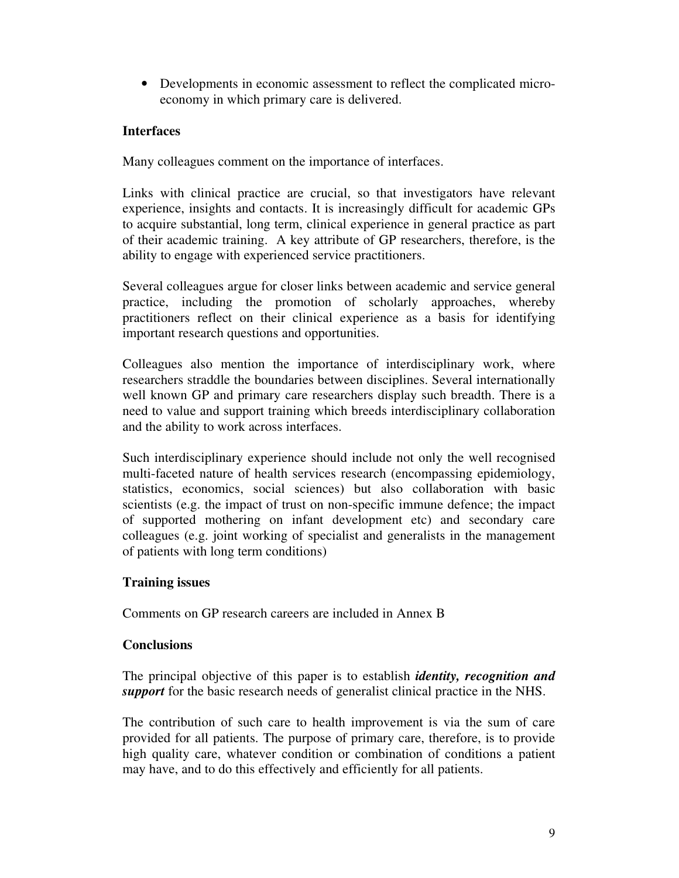- Developments in economic assessment to reflect the complicated micro-economy in which primary care is delivered.

**Interfaces**

Many colleagues comment on the importance of interfaces.

Links with clinical practice are crucial, so that investigators have relevant experience, insights and contacts. It is increasingly difficult for academic GPs to acquire substantial, long term, clinical experience in general practice as part of their academic training. A key attribute of GP researchers, therefore, is the ability to engage with experienced service practitioners.

Several colleagues argue for closer links between academic and service general practice, including the promotion of scholarly approaches, whereby practitioners reflect on their clinical experience as a basis for identifying important research questions and opportunities.

Colleagues also mention the importance of interdisciplinary work, where researchers straddle the boundaries between disciplines. Several internationally well known GP and primary care researchers display such breadth. There is a need to value and support training which breeds interdisciplinary collaboration and the ability to work across interfaces.

Such interdisciplinary experience should include not only the well recognised multi-faceted nature of health services research (encompassing epidemiology, statistics, economics, social sciences) but also collaboration with basic scientists (e.g. the impact of trust on non-specific immune defence; the impact of supported mothering on infant development etc) and secondary care colleagues (e.g. joint working of specialist and generalists in the management of patients with long term conditions)

**Training issues**

Comments on GP research careers are included in Annex B

**Conclusions**

The principal objective of this paper is to establish ***identity, recognition and support*** for the basic research needs of generalist clinical practice in the NHS.

The contribution of such care to health improvement is via the sum of care provided for all patients. The purpose of primary care, therefore, is to provide high quality care, whatever condition or combination of conditions a patient may have, and to do this effectively and efficiently for all patients.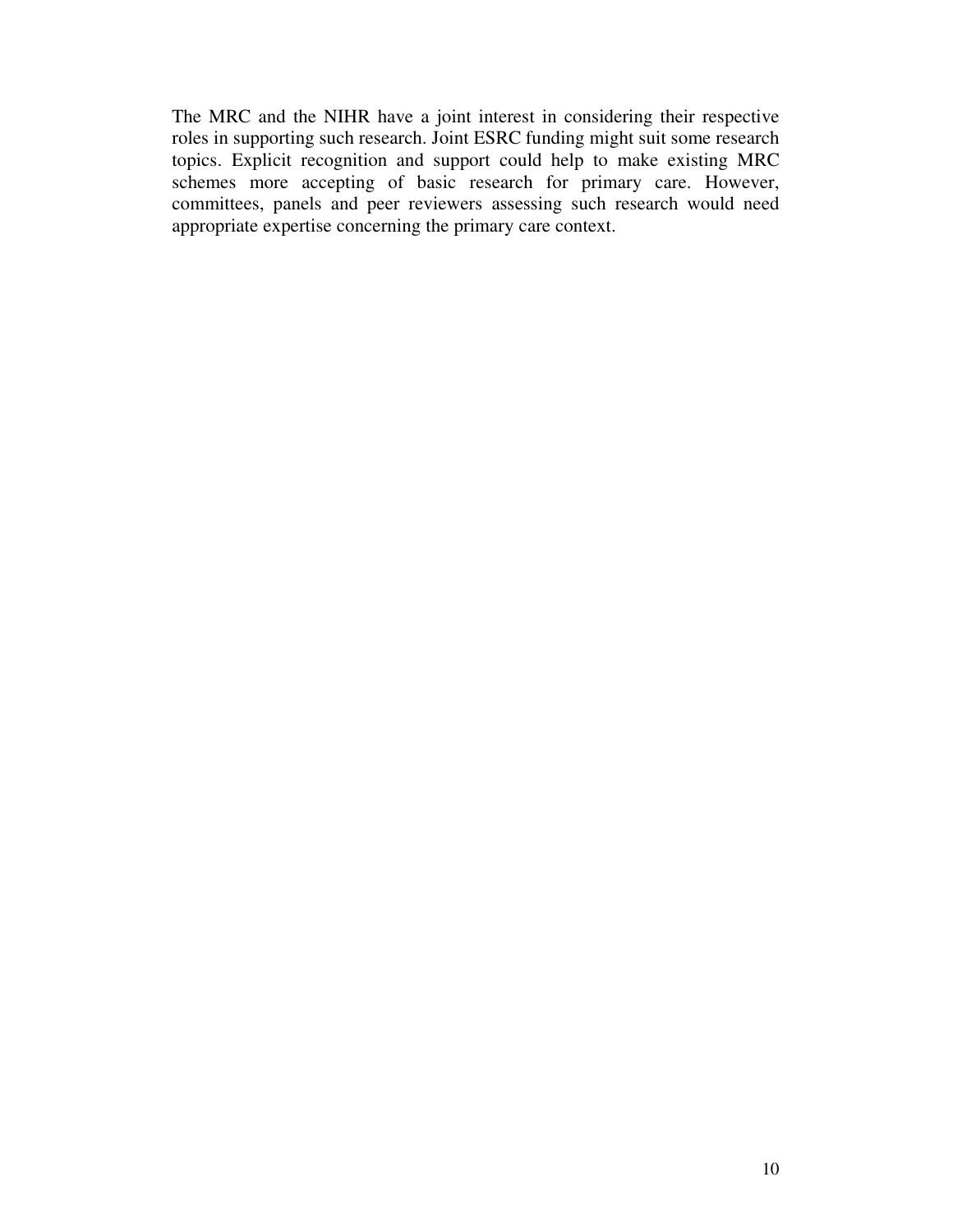The MRC and the NIHR have a joint interest in considering their respective roles in supporting such research. Joint ESRC funding might suit some research topics. Explicit recognition and support could help to make existing MRC schemes more accepting of basic research for primary care. However, committees, panels and peer reviewers assessing such research would need appropriate expertise concerning the primary care context.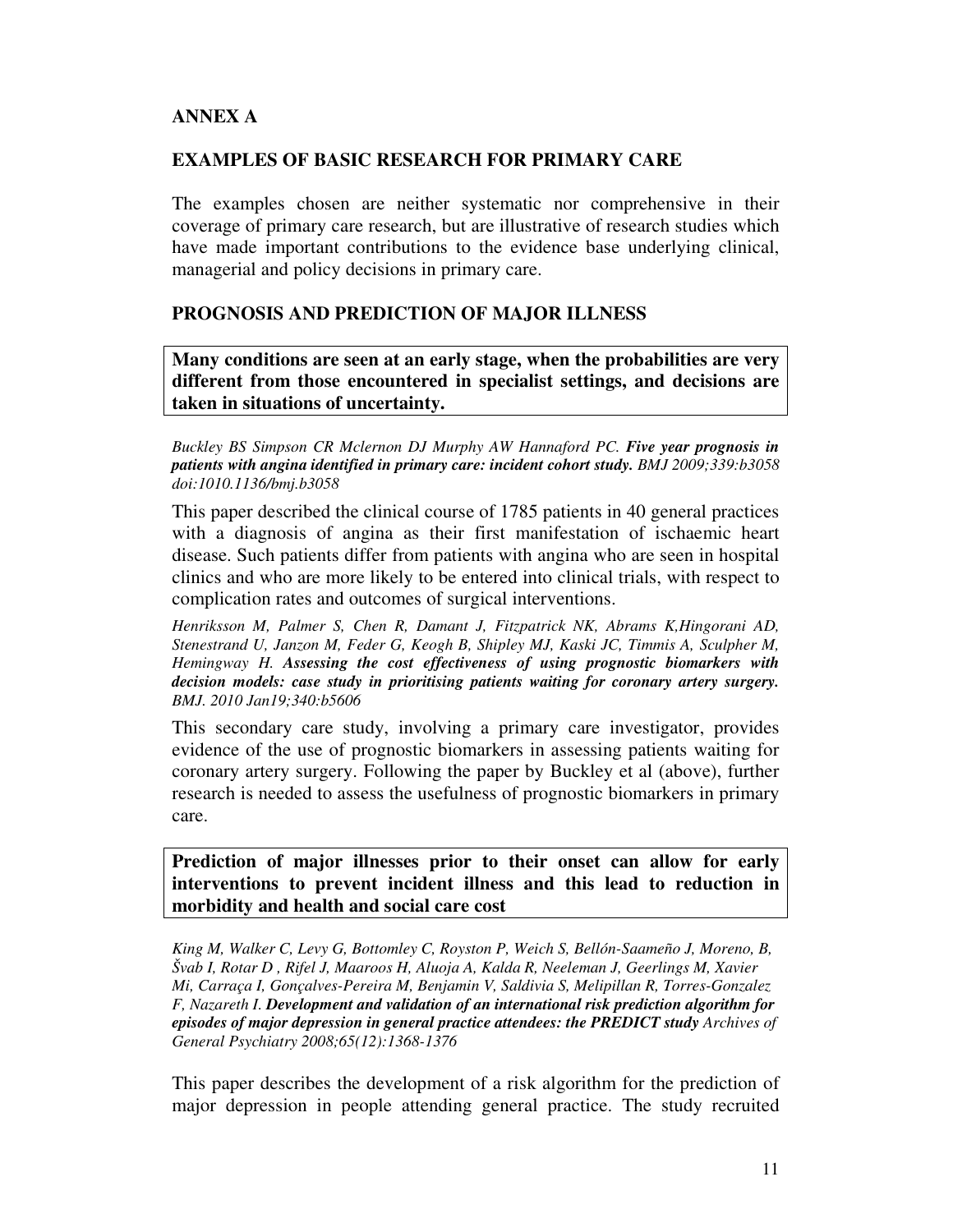# ANNEX A

## EXAMPLES OF BASIC RESEARCH FOR PRIMARY CARE

The examples chosen are neither systematic nor comprehensive in their coverage of primary care research, but are illustrative of research studies which have made important contributions to the evidence base underlying clinical, managerial and policy decisions in primary care.

## PROGNOSIS AND PREDICTION OF MAJOR ILLNESS

**Many conditions are seen at an early stage, when the probabilities are very different from those encountered in specialist settings, and decisions are taken in situations of uncertainty.**

*Buckley BS Simpson CR Mclernon DJ Murphy AW Hannaford PC.* ***Five year prognosis in patients with angina identified in primary care: incident cohort study.*** *BMJ 2009;339:b3058 doi:1010.1136/bmj.b3058*

This paper described the clinical course of 1785 patients in 40 general practices with a diagnosis of angina as their first manifestation of ischaemic heart disease. Such patients differ from patients with angina who are seen in hospital clinics and who are more likely to be entered into clinical trials, with respect to complication rates and outcomes of surgical interventions.

*Henriksson M, Palmer S, Chen R, Damant J, Fitzpatrick NK, Abrams K,Hingorani AD, Stenestrand U, Janzon M, Feder G, Keogh B, Shipley MJ, Kaski JC, Timmis A, Sculpher M, Hemingway H.* ***Assessing the cost effectiveness of using prognostic biomarkers with decision models: case study in prioritising patients waiting for coronary artery surgery.*** *BMJ. 2010 Jan19;340:b5606*

This secondary care study, involving a primary care investigator, provides evidence of the use of prognostic biomarkers in assessing patients waiting for coronary artery surgery. Following the paper by Buckley et al (above), further research is needed to assess the usefulness of prognostic biomarkers in primary care.

**Prediction of major illnesses prior to their onset can allow for early interventions to prevent incident illness and this lead to reduction in morbidity and health and social care cost**

*King M, Walker C, Levy G, Bottomley C, Royston P, Weich S, Bellón-Saameño J, Moreno, B, Švab I, Rotar D , Rifel J, Maaroos H, Aluoja A, Kalda R, Neeleman J, Geerlings M, Xavier Mi, Carraça I, Gonçalves-Pereira M, Benjamin V, Saldivia S, Melipillan R, Torres-Gonzalez F, Nazareth I.* ***Development and validation of an international risk prediction algorithm for episodes of major depression in general practice attendees: the PREDICT study*** *Archives of General Psychiatry 2008;65(12):1368-1376*

This paper describes the development of a risk algorithm for the prediction of major depression in people attending general practice. The study recruited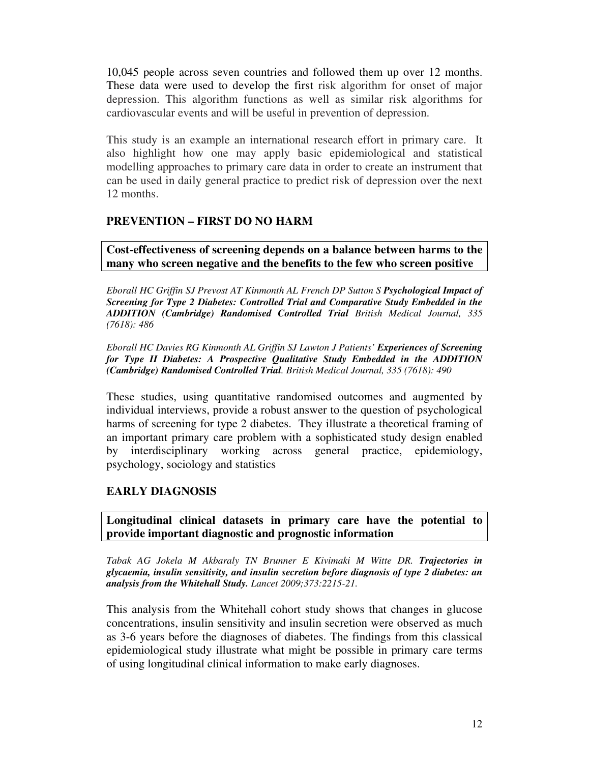10,045 people across seven countries and followed them up over 12 months. These data were used to develop the first risk algorithm for onset of major depression. This algorithm functions as well as similar risk algorithms for cardiovascular events and will be useful in prevention of depression.

This study is an example an international research effort in primary care. It also highlight how one may apply basic epidemiological and statistical modelling approaches to primary care data in order to create an instrument that can be used in daily general practice to predict risk of depression over the next 12 months.

## PREVENTION – FIRST DO NO HARM

**Cost-effectiveness of screening depends on a balance between harms to the many who screen negative and the benefits to the few who screen positive**

*Eborall HC Griffin SJ Prevost AT Kinmonth AL French DP Sutton S* ***Psychological Impact of Screening for Type 2 Diabetes: Controlled Trial and Comparative Study Embedded in the ADDITION (Cambridge) Randomised Controlled Trial*** *British Medical Journal, 335 (7618): 486*

*Eborall HC Davies RG Kinmonth AL Griffin SJ Lawton J Patients'* ***Experiences of Screening for Type II Diabetes: A Prospective Qualitative Study Embedded in the ADDITION (Cambridge) Randomised Controlled Trial****. British Medical Journal, 335 (7618): 490*

These studies, using quantitative randomised outcomes and augmented by individual interviews, provide a robust answer to the question of psychological harms of screening for type 2 diabetes. They illustrate a theoretical framing of an important primary care problem with a sophisticated study design enabled by interdisciplinary working across general practice, epidemiology, psychology, sociology and statistics

## EARLY DIAGNOSIS

**Longitudinal clinical datasets in primary care have the potential to provide important diagnostic and prognostic information**

*Tabak AG Jokela M Akbaraly TN Brunner E Kivimaki M Witte DR.* ***Trajectories in glycaemia, insulin sensitivity, and insulin secretion before diagnosis of type 2 diabetes: an analysis from the Whitehall Study.*** *Lancet 2009;373:2215-21.*

This analysis from the Whitehall cohort study shows that changes in glucose concentrations, insulin sensitivity and insulin secretion were observed as much as 3-6 years before the diagnoses of diabetes. The findings from this classical epidemiological study illustrate what might be possible in primary care terms of using longitudinal clinical information to make early diagnoses.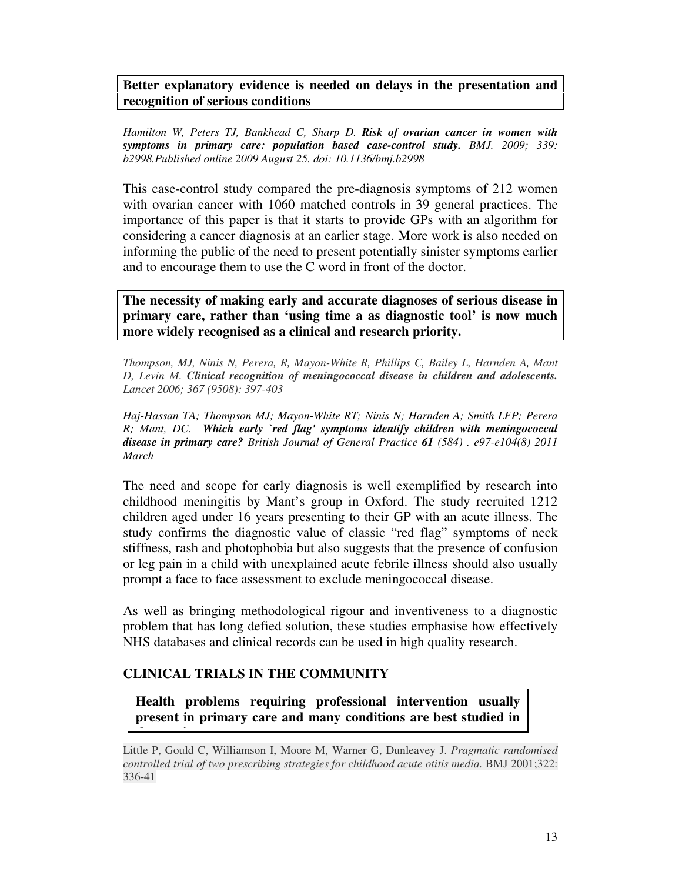**Better explanatory evidence is needed on delays in the presentation and recognition of serious conditions**

*Hamilton W, Peters TJ, Bankhead C, Sharp D.* ***Risk of ovarian cancer in women with symptoms in primary care: population based case-control study.*** *BMJ. 2009; 339: b2998.Published online 2009 August 25. doi: 10.1136/bmj.b2998*

This case-control study compared the pre-diagnosis symptoms of 212 women with ovarian cancer with 1060 matched controls in 39 general practices. The importance of this paper is that it starts to provide GPs with an algorithm for considering a cancer diagnosis at an earlier stage. More work is also needed on informing the public of the need to present potentially sinister symptoms earlier and to encourage them to use the C word in front of the doctor.

**The necessity of making early and accurate diagnoses of serious disease in primary care, rather than 'using time a as diagnostic tool' is now much more widely recognised as a clinical and research priority.**

*Thompson, MJ, Ninis N, Perera, R, Mayon-White R, Phillips C, Bailey L, Harnden A, Mant D, Levin M.* ***Clinical recognition of meningococcal disease in children and adolescents.*** *Lancet 2006; 367 (9508): 397-403*

*Haj-Hassan TA; Thompson MJ; Mayon-White RT; Ninis N; Harnden A; Smith LFP; Perera R; Mant, DC.* ***Which early `red flag' symptoms identify children with meningococcal disease in primary care?*** *British Journal of General Practice* ***61*** *(584) . e97-e104(8) 2011 March*

The need and scope for early diagnosis is well exemplified by research into childhood meningitis by Mant's group in Oxford. The study recruited 1212 children aged under 16 years presenting to their GP with an acute illness. The study confirms the diagnostic value of classic "red flag" symptoms of neck stiffness, rash and photophobia but also suggests that the presence of confusion or leg pain in a child with unexplained acute febrile illness should also usually prompt a face to face assessment to exclude meningococcal disease.

As well as bringing methodological rigour and inventiveness to a diagnostic problem that has long defied solution, these studies emphasise how effectively NHS databases and clinical records can be used in high quality research.

## CLINICAL TRIALS IN THE COMMUNITY

**Health problems requiring professional intervention usually present in primary care and many conditions are best studied in**

Little P, Gould C, Williamson I, Moore M, Warner G, Dunleavey J. *Pragmatic randomised controlled trial of two prescribing strategies for childhood acute otitis media.* BMJ 2001;322: 336-41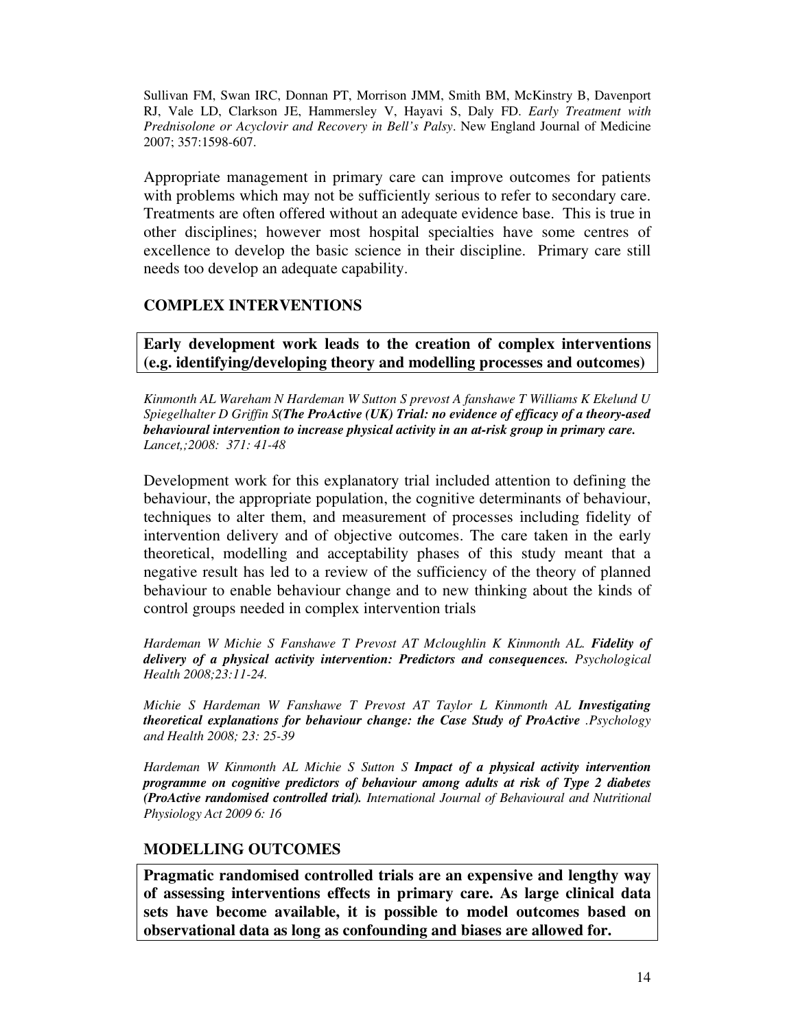Sullivan FM, Swan IRC, Donnan PT, Morrison JMM, Smith BM, McKinstry B, Davenport RJ, Vale LD, Clarkson JE, Hammersley V, Hayavi S, Daly FD. *Early Treatment with Prednisolone or Acyclovir and Recovery in Bell's Palsy*. New England Journal of Medicine 2007; 357:1598-607.

Appropriate management in primary care can improve outcomes for patients with problems which may not be sufficiently serious to refer to secondary care. Treatments are often offered without an adequate evidence base. This is true in other disciplines; however most hospital specialties have some centres of excellence to develop the basic science in their discipline. Primary care still needs too develop an adequate capability.

## COMPLEX INTERVENTIONS

**Early development work leads to the creation of complex interventions (e.g. identifying/developing theory and modelling processes and outcomes)**

*Kinmonth AL Wareham N Hardeman W Sutton S prevost A fanshawe T Williams K Ekelund U Spiegelhalter D Griffin S(**The ProActive (UK) Trial: no evidence of efficacy of a theory-ased behavioural intervention to increase physical activity in an at-risk group in primary care.** Lancet,;2008: 371: 41-48*

Development work for this explanatory trial included attention to defining the behaviour, the appropriate population, the cognitive determinants of behaviour, techniques to alter them, and measurement of processes including fidelity of intervention delivery and of objective outcomes. The care taken in the early theoretical, modelling and acceptability phases of this study meant that a negative result has led to a review of the sufficiency of the theory of planned behaviour to enable behaviour change and to new thinking about the kinds of control groups needed in complex intervention trials

*Hardeman W Michie S Fanshawe T Prevost AT Mcloughlin K Kinmonth AL. **Fidelity of delivery of a physical activity intervention: Predictors and consequences.** Psychological Health 2008;23:11-24.*

*Michie S Hardeman W Fanshawe T Prevost AT Taylor L Kinmonth AL **Investigating theoretical explanations for behaviour change: the Case Study of ProActive** .Psychology and Health 2008; 23: 25-39*

*Hardeman W Kinmonth AL Michie S Sutton S **Impact of a physical activity intervention programme on cognitive predictors of behaviour among adults at risk of Type 2 diabetes (ProActive randomised controlled trial).** International Journal of Behavioural and Nutritional Physiology Act 2009 6: 16*

## MODELLING OUTCOMES

**Pragmatic randomised controlled trials are an expensive and lengthy way of assessing interventions effects in primary care. As large clinical data sets have become available, it is possible to model outcomes based on observational data as long as confounding and biases are allowed for.**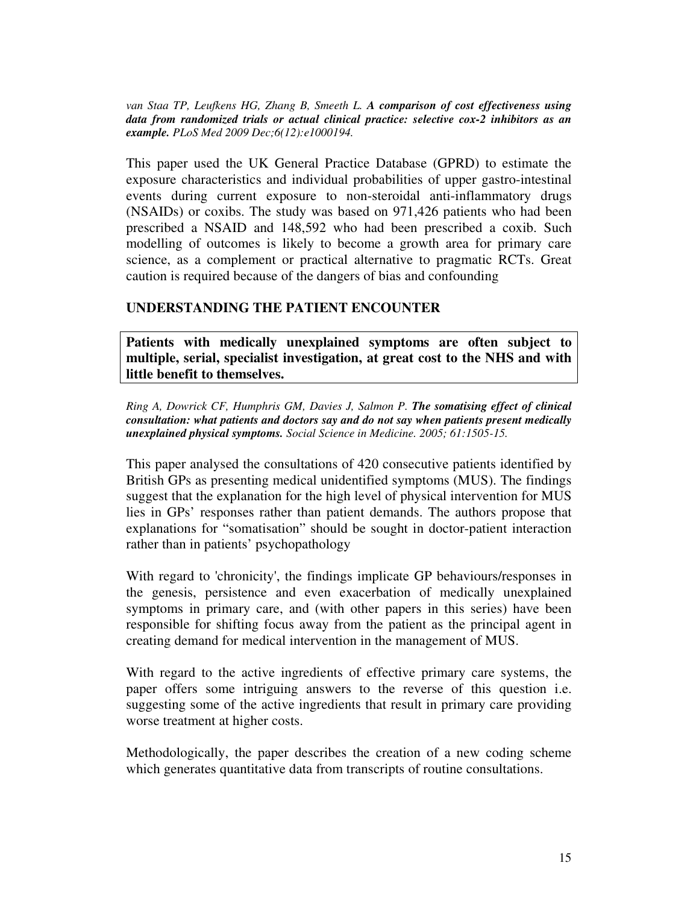*van Staa TP, Leufkens HG, Zhang B, Smeeth L.* ***A comparison of cost effectiveness using data from randomized trials or actual clinical practice: selective cox-2 inhibitors as an example.*** *PLoS Med 2009 Dec;6(12):e1000194.*

This paper used the UK General Practice Database (GPRD) to estimate the exposure characteristics and individual probabilities of upper gastro-intestinal events during current exposure to non-steroidal anti-inflammatory drugs (NSAIDs) or coxibs. The study was based on 971,426 patients who had been prescribed a NSAID and 148,592 who had been prescribed a coxib. Such modelling of outcomes is likely to become a growth area for primary care science, as a complement or practical alternative to pragmatic RCTs. Great caution is required because of the dangers of bias and confounding

## UNDERSTANDING THE PATIENT ENCOUNTER

**Patients with medically unexplained symptoms are often subject to multiple, serial, specialist investigation, at great cost to the NHS and with little benefit to themselves.**

*Ring A, Dowrick CF, Humphris GM, Davies J, Salmon P.* ***The somatising effect of clinical consultation: what patients and doctors say and do not say when patients present medically unexplained physical symptoms.*** *Social Science in Medicine. 2005; 61:1505-15.*

This paper analysed the consultations of 420 consecutive patients identified by British GPs as presenting medical unidentified symptoms (MUS). The findings suggest that the explanation for the high level of physical intervention for MUS lies in GPs' responses rather than patient demands. The authors propose that explanations for "somatisation" should be sought in doctor-patient interaction rather than in patients' psychopathology

With regard to 'chronicity', the findings implicate GP behaviours/responses in the genesis, persistence and even exacerbation of medically unexplained symptoms in primary care, and (with other papers in this series) have been responsible for shifting focus away from the patient as the principal agent in creating demand for medical intervention in the management of MUS.

With regard to the active ingredients of effective primary care systems, the paper offers some intriguing answers to the reverse of this question i.e. suggesting some of the active ingredients that result in primary care providing worse treatment at higher costs.

Methodologically, the paper describes the creation of a new coding scheme which generates quantitative data from transcripts of routine consultations.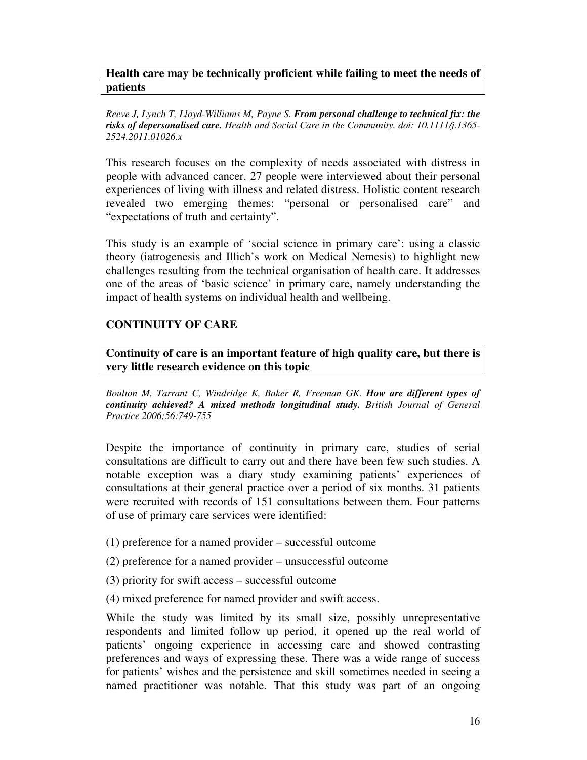**Health care may be technically proficient while failing to meet the needs of patients**

*Reeve J, Lynch T, Lloyd-Williams M, Payne S.* ***From personal challenge to technical fix: the risks of depersonalised care.*** *Health and Social Care in the Community. doi: 10.1111/j.1365-2524.2011.01026.x*

This research focuses on the complexity of needs associated with distress in people with advanced cancer. 27 people were interviewed about their personal experiences of living with illness and related distress. Holistic content research revealed two emerging themes: "personal or personalised care" and "expectations of truth and certainty".

This study is an example of 'social science in primary care': using a classic theory (iatrogenesis and Illich's work on Medical Nemesis) to highlight new challenges resulting from the technical organisation of health care. It addresses one of the areas of 'basic science' in primary care, namely understanding the impact of health systems on individual health and wellbeing.

## CONTINUITY OF CARE

**Continuity of care is an important feature of high quality care, but there is very little research evidence on this topic**

*Boulton M, Tarrant C, Windridge K, Baker R, Freeman GK.* ***How are different types of continuity achieved? A mixed methods longitudinal study.*** *British Journal of General Practice 2006;56:749-755*

Despite the importance of continuity in primary care, studies of serial consultations are difficult to carry out and there have been few such studies. A notable exception was a diary study examining patients' experiences of consultations at their general practice over a period of six months. 31 patients were recruited with records of 151 consultations between them. Four patterns of use of primary care services were identified:

(1) preference for a named provider – successful outcome

(2) preference for a named provider – unsuccessful outcome

(3) priority for swift access – successful outcome

(4) mixed preference for named provider and swift access.

While the study was limited by its small size, possibly unrepresentative respondents and limited follow up period, it opened up the real world of patients' ongoing experience in accessing care and showed contrasting preferences and ways of expressing these. There was a wide range of success for patients' wishes and the persistence and skill sometimes needed in seeing a named practitioner was notable. That this study was part of an ongoing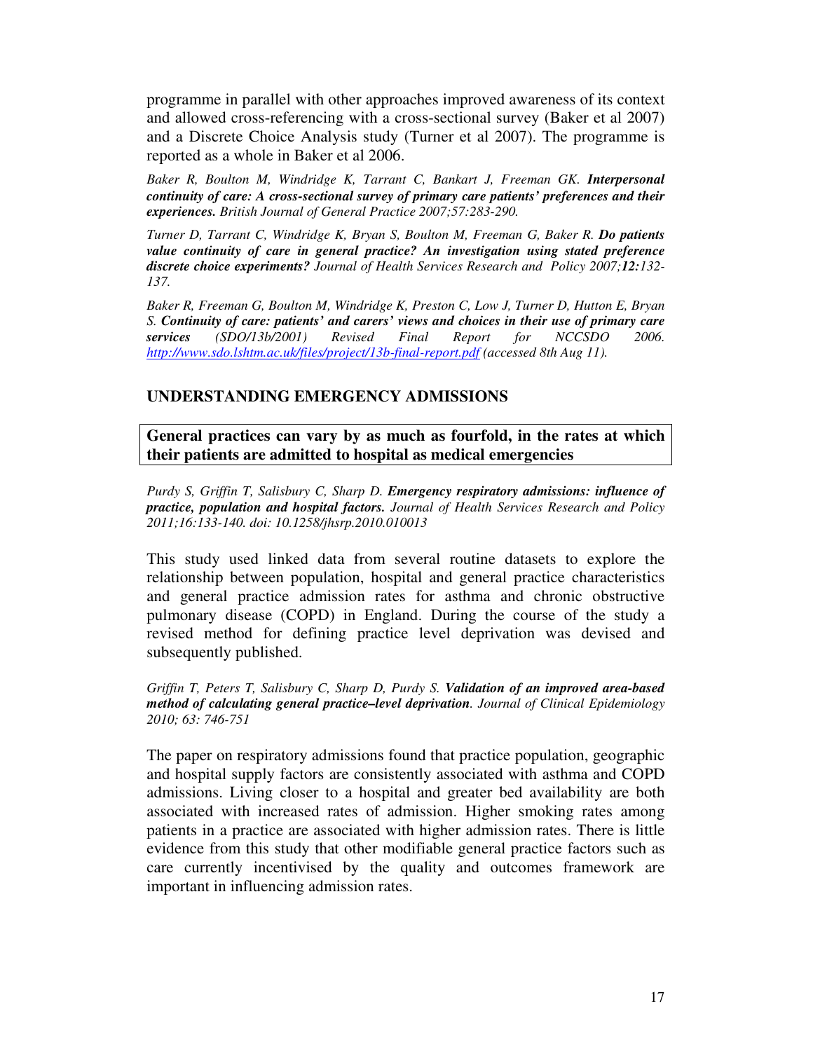programme in parallel with other approaches improved awareness of its context and allowed cross-referencing with a cross-sectional survey (Baker et al 2007) and a Discrete Choice Analysis study (Turner et al 2007). The programme is reported as a whole in Baker et al 2006.

*Baker R, Boulton M, Windridge K, Tarrant C, Bankart J, Freeman GK.* ***Interpersonal continuity of care: A cross-sectional survey of primary care patients' preferences and their experiences.*** *British Journal of General Practice 2007;57:283-290.*

*Turner D, Tarrant C, Windridge K, Bryan S, Boulton M, Freeman G, Baker R.* ***Do patients value continuity of care in general practice? An investigation using stated preference discrete choice experiments?*** *Journal of Health Services Research and Policy 2007;**12:**132-137.*

*Baker R, Freeman G, Boulton M, Windridge K, Preston C, Low J, Turner D, Hutton E, Bryan S.* ***Continuity of care: patients' and carers' views and choices in their use of primary care services*** *(SDO/13b/2001) Revised Final Report for NCCSDO 2006. [http://www.sdo.lshtm.ac.uk/files/project/13b-final-report.pdf](http://www.sdo.lshtm.ac.uk/files/project/13b-final-report.pdf) (accessed 8th Aug 11).*

## UNDERSTANDING EMERGENCY ADMISSIONS

**General practices can vary by as much as fourfold, in the rates at which their patients are admitted to hospital as medical emergencies**

*Purdy S, Griffin T, Salisbury C, Sharp D.* ***Emergency respiratory admissions: influence of practice, population and hospital factors.*** *Journal of Health Services Research and Policy 2011;16:133-140. doi: 10.1258/jhsrp.2010.010013*

This study used linked data from several routine datasets to explore the relationship between population, hospital and general practice characteristics and general practice admission rates for asthma and chronic obstructive pulmonary disease (COPD) in England. During the course of the study a revised method for defining practice level deprivation was devised and subsequently published.

*Griffin T, Peters T, Salisbury C, Sharp D, Purdy S.* ***Validation of an improved area-based method of calculating general practice–level deprivation****. Journal of Clinical Epidemiology 2010; 63: 746-751*

The paper on respiratory admissions found that practice population, geographic and hospital supply factors are consistently associated with asthma and COPD admissions. Living closer to a hospital and greater bed availability are both associated with increased rates of admission. Higher smoking rates among patients in a practice are associated with higher admission rates. There is little evidence from this study that other modifiable general practice factors such as care currently incentivised by the quality and outcomes framework are important in influencing admission rates.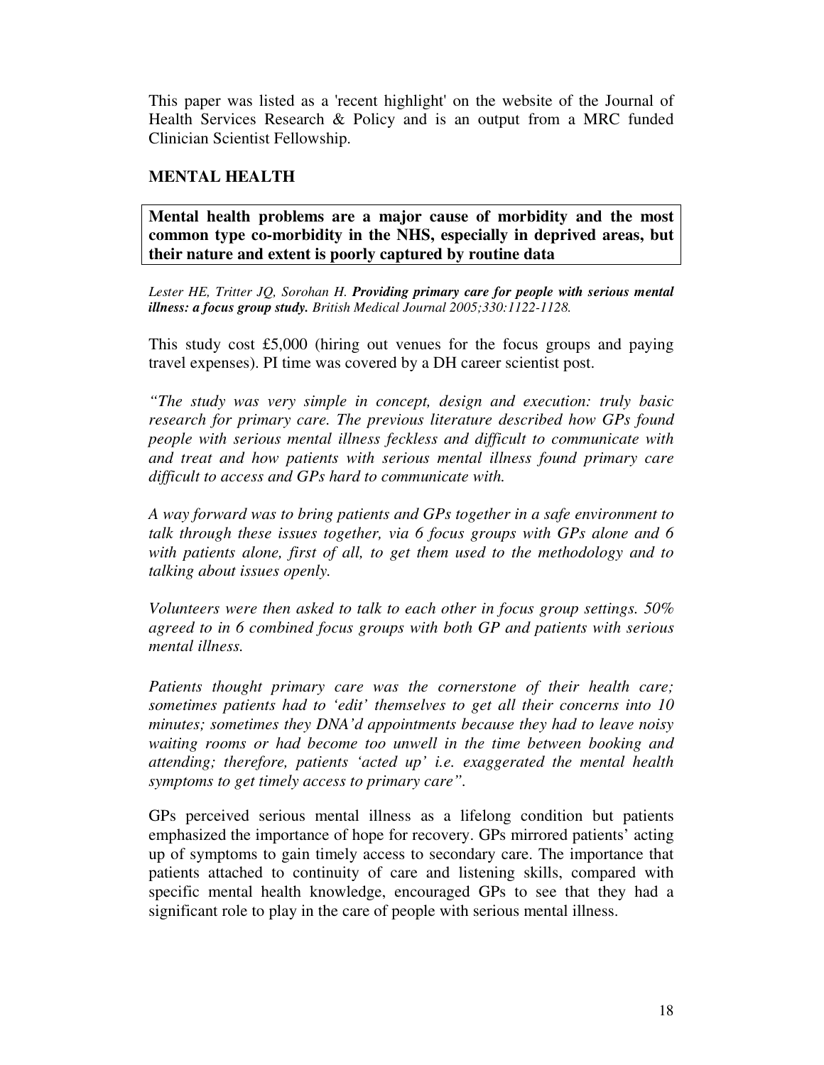This paper was listed as a 'recent highlight' on the website of the Journal of Health Services Research & Policy and is an output from a MRC funded Clinician Scientist Fellowship.

## MENTAL HEALTH

**Mental health problems are a major cause of morbidity and the most common type co-morbidity in the NHS, especially in deprived areas, but their nature and extent is poorly captured by routine data**

*Lester HE, Tritter JQ, Sorohan H.* ***Providing primary care for people with serious mental illness: a focus group study.*** *British Medical Journal 2005;330:1122-1128.*

This study cost £5,000 (hiring out venues for the focus groups and paying travel expenses). PI time was covered by a DH career scientist post.

*"The study was very simple in concept, design and execution: truly basic research for primary care. The previous literature described how GPs found people with serious mental illness feckless and difficult to communicate with and treat and how patients with serious mental illness found primary care difficult to access and GPs hard to communicate with.*

*A way forward was to bring patients and GPs together in a safe environment to talk through these issues together, via 6 focus groups with GPs alone and 6 with patients alone, first of all, to get them used to the methodology and to talking about issues openly.*

*Volunteers were then asked to talk to each other in focus group settings. 50% agreed to in 6 combined focus groups with both GP and patients with serious mental illness.*

*Patients thought primary care was the cornerstone of their health care; sometimes patients had to 'edit' themselves to get all their concerns into 10 minutes; sometimes they DNA'd appointments because they had to leave noisy waiting rooms or had become too unwell in the time between booking and attending; therefore, patients 'acted up' i.e. exaggerated the mental health symptoms to get timely access to primary care".*

GPs perceived serious mental illness as a lifelong condition but patients emphasized the importance of hope for recovery. GPs mirrored patients' acting up of symptoms to gain timely access to secondary care. The importance that patients attached to continuity of care and listening skills, compared with specific mental health knowledge, encouraged GPs to see that they had a significant role to play in the care of people with serious mental illness.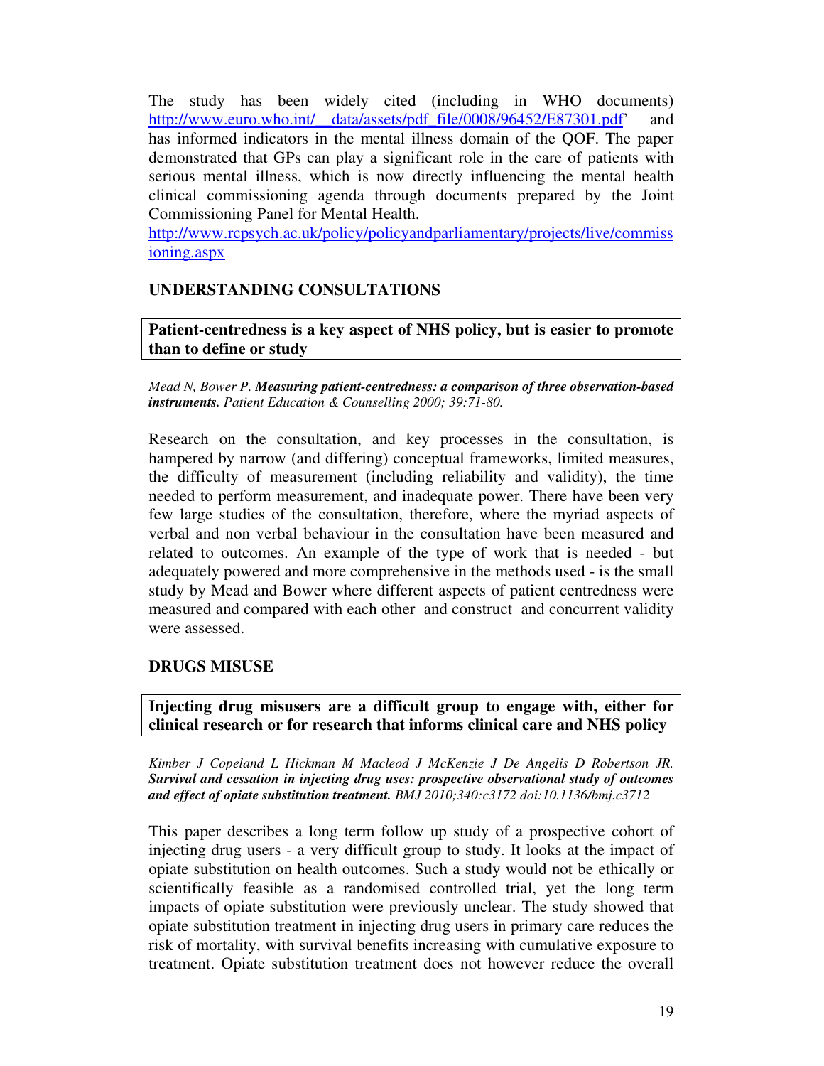The study has been widely cited (including in WHO documents) http://www.euro.who.int/__data/assets/pdf_file/0008/96452/E87301.pdf' and has informed indicators in the mental illness domain of the QOF. The paper demonstrated that GPs can play a significant role in the care of patients with serious mental illness, which is now directly influencing the mental health clinical commissioning agenda through documents prepared by the Joint Commissioning Panel for Mental Health.
http://www.rcpsych.ac.uk/policy/policyandparliamentary/projects/live/commissioning.aspx

## UNDERSTANDING CONSULTATIONS

**Patient-centredness is a key aspect of NHS policy, but is easier to promote than to define or study**

*Mead N, Bower P. **Measuring patient-centredness: a comparison of three observation-based instruments.** Patient Education & Counselling 2000; 39:71-80.*

Research on the consultation, and key processes in the consultation, is hampered by narrow (and differing) conceptual frameworks, limited measures, the difficulty of measurement (including reliability and validity), the time needed to perform measurement, and inadequate power. There have been very few large studies of the consultation, therefore, where the myriad aspects of verbal and non verbal behaviour in the consultation have been measured and related to outcomes. An example of the type of work that is needed - but adequately powered and more comprehensive in the methods used - is the small study by Mead and Bower where different aspects of patient centredness were measured and compared with each other and construct and concurrent validity were assessed.

## DRUGS MISUSE

**Injecting drug misusers are a difficult group to engage with, either for clinical research or for research that informs clinical care and NHS policy**

*Kimber J Copeland L Hickman M Macleod J McKenzie J De Angelis D Robertson JR. **Survival and cessation in injecting drug uses: prospective observational study of outcomes and effect of opiate substitution treatment.** BMJ 2010;340:c3172 doi:10.1136/bmj.c3712*

This paper describes a long term follow up study of a prospective cohort of injecting drug users - a very difficult group to study. It looks at the impact of opiate substitution on health outcomes. Such a study would not be ethically or scientifically feasible as a randomised controlled trial, yet the long term impacts of opiate substitution were previously unclear. The study showed that opiate substitution treatment in injecting drug users in primary care reduces the risk of mortality, with survival benefits increasing with cumulative exposure to treatment. Opiate substitution treatment does not however reduce the overall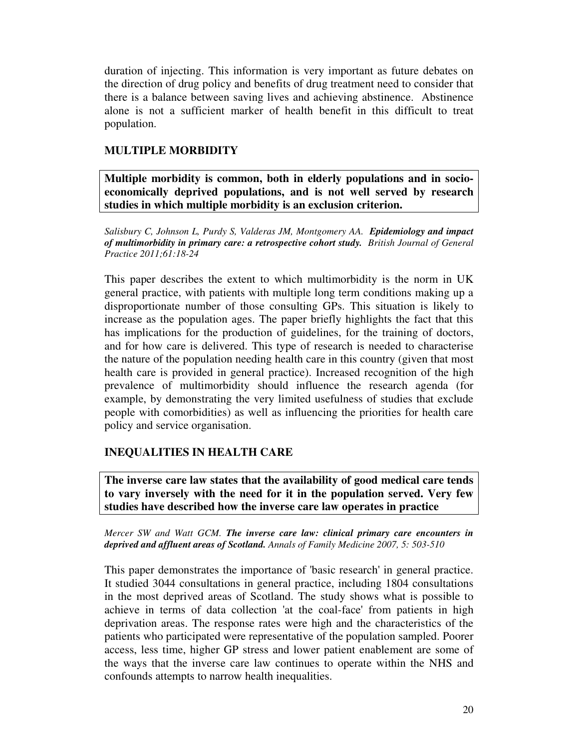duration of injecting. This information is very important as future debates on the direction of drug policy and benefits of drug treatment need to consider that there is a balance between saving lives and achieving abstinence. Abstinence alone is not a sufficient marker of health benefit in this difficult to treat population.

## MULTIPLE MORBIDITY

**Multiple morbidity is common, both in elderly populations and in socio-economically deprived populations, and is not well served by research studies in which multiple morbidity is an exclusion criterion.**

*Salisbury C, Johnson L, Purdy S, Valderas JM, Montgomery AA.* ***Epidemiology and impact of multimorbidity in primary care: a retrospective cohort study.*** *British Journal of General Practice 2011;61:18-24*

This paper describes the extent to which multimorbidity is the norm in UK general practice, with patients with multiple long term conditions making up a disproportionate number of those consulting GPs. This situation is likely to increase as the population ages. The paper briefly highlights the fact that this has implications for the production of guidelines, for the training of doctors, and for how care is delivered. This type of research is needed to characterise the nature of the population needing health care in this country (given that most health care is provided in general practice). Increased recognition of the high prevalence of multimorbidity should influence the research agenda (for example, by demonstrating the very limited usefulness of studies that exclude people with comorbidities) as well as influencing the priorities for health care policy and service organisation.

## INEQUALITIES IN HEALTH CARE

**The inverse care law states that the availability of good medical care tends to vary inversely with the need for it in the population served. Very few studies have described how the inverse care law operates in practice**

*Mercer SW and Watt GCM.* ***The inverse care law: clinical primary care encounters in deprived and affluent areas of Scotland.*** *Annals of Family Medicine 2007, 5: 503-510*

This paper demonstrates the importance of 'basic research' in general practice. It studied 3044 consultations in general practice, including 1804 consultations in the most deprived areas of Scotland. The study shows what is possible to achieve in terms of data collection 'at the coal-face' from patients in high deprivation areas. The response rates were high and the characteristics of the patients who participated were representative of the population sampled. Poorer access, less time, higher GP stress and lower patient enablement are some of the ways that the inverse care law continues to operate within the NHS and confounds attempts to narrow health inequalities.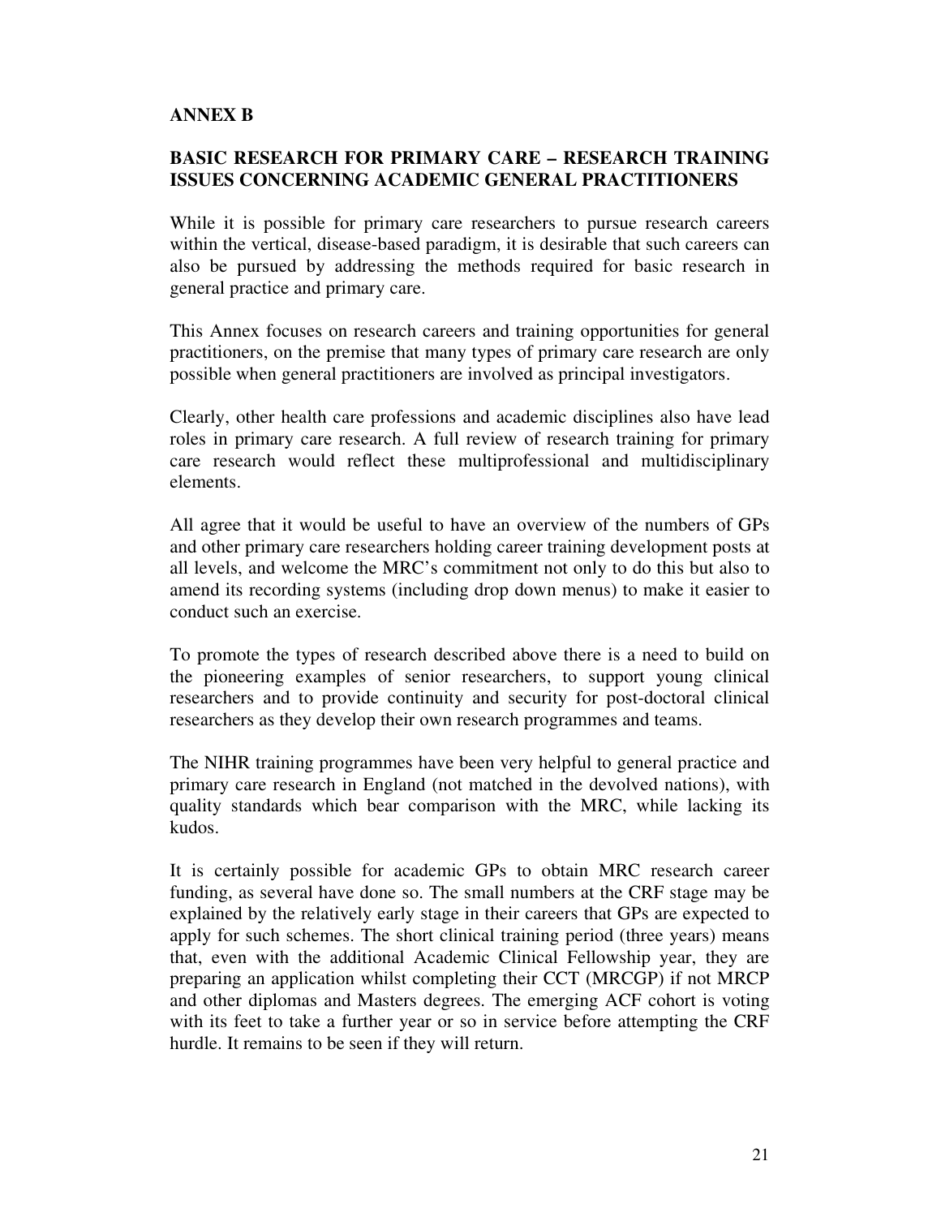## ANNEX B

## BASIC RESEARCH FOR PRIMARY CARE – RESEARCH TRAINING ISSUES CONCERNING ACADEMIC GENERAL PRACTITIONERS

While it is possible for primary care researchers to pursue research careers within the vertical, disease-based paradigm, it is desirable that such careers can also be pursued by addressing the methods required for basic research in general practice and primary care.

This Annex focuses on research careers and training opportunities for general practitioners, on the premise that many types of primary care research are only possible when general practitioners are involved as principal investigators.

Clearly, other health care professions and academic disciplines also have lead roles in primary care research. A full review of research training for primary care research would reflect these multiprofessional and multidisciplinary elements.

All agree that it would be useful to have an overview of the numbers of GPs and other primary care researchers holding career training development posts at all levels, and welcome the MRC's commitment not only to do this but also to amend its recording systems (including drop down menus) to make it easier to conduct such an exercise.

To promote the types of research described above there is a need to build on the pioneering examples of senior researchers, to support young clinical researchers and to provide continuity and security for post-doctoral clinical researchers as they develop their own research programmes and teams.

The NIHR training programmes have been very helpful to general practice and primary care research in England (not matched in the devolved nations), with quality standards which bear comparison with the MRC, while lacking its kudos.

It is certainly possible for academic GPs to obtain MRC research career funding, as several have done so. The small numbers at the CRF stage may be explained by the relatively early stage in their careers that GPs are expected to apply for such schemes. The short clinical training period (three years) means that, even with the additional Academic Clinical Fellowship year, they are preparing an application whilst completing their CCT (MRCGP) if not MRCP and other diplomas and Masters degrees. The emerging ACF cohort is voting with its feet to take a further year or so in service before attempting the CRF hurdle. It remains to be seen if they will return.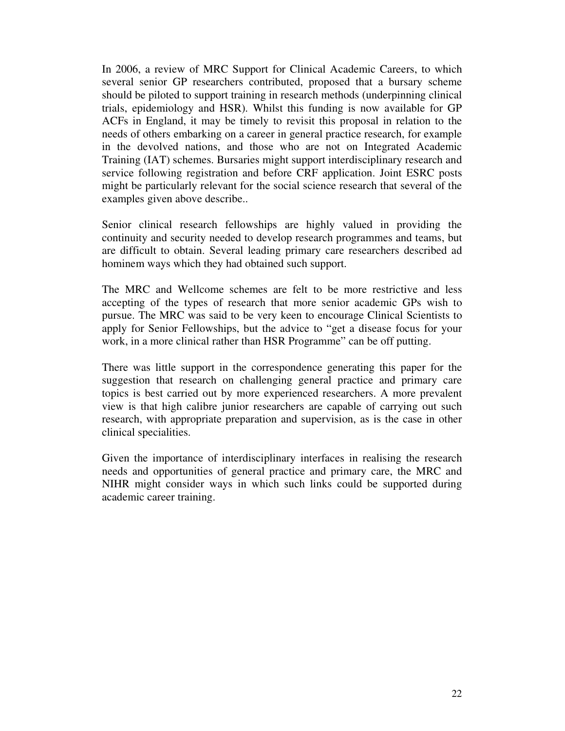In 2006, a review of MRC Support for Clinical Academic Careers, to which several senior GP researchers contributed, proposed that a bursary scheme should be piloted to support training in research methods (underpinning clinical trials, epidemiology and HSR). Whilst this funding is now available for GP ACFs in England, it may be timely to revisit this proposal in relation to the needs of others embarking on a career in general practice research, for example in the devolved nations, and those who are not on Integrated Academic Training (IAT) schemes. Bursaries might support interdisciplinary research and service following registration and before CRF application. Joint ESRC posts might be particularly relevant for the social science research that several of the examples given above describe..

Senior clinical research fellowships are highly valued in providing the continuity and security needed to develop research programmes and teams, but are difficult to obtain. Several leading primary care researchers described ad hominem ways which they had obtained such support.

The MRC and Wellcome schemes are felt to be more restrictive and less accepting of the types of research that more senior academic GPs wish to pursue. The MRC was said to be very keen to encourage Clinical Scientists to apply for Senior Fellowships, but the advice to "get a disease focus for your work, in a more clinical rather than HSR Programme" can be off putting.

There was little support in the correspondence generating this paper for the suggestion that research on challenging general practice and primary care topics is best carried out by more experienced researchers. A more prevalent view is that high calibre junior researchers are capable of carrying out such research, with appropriate preparation and supervision, as is the case in other clinical specialities.

Given the importance of interdisciplinary interfaces in realising the research needs and opportunities of general practice and primary care, the MRC and NIHR might consider ways in which such links could be supported during academic career training.